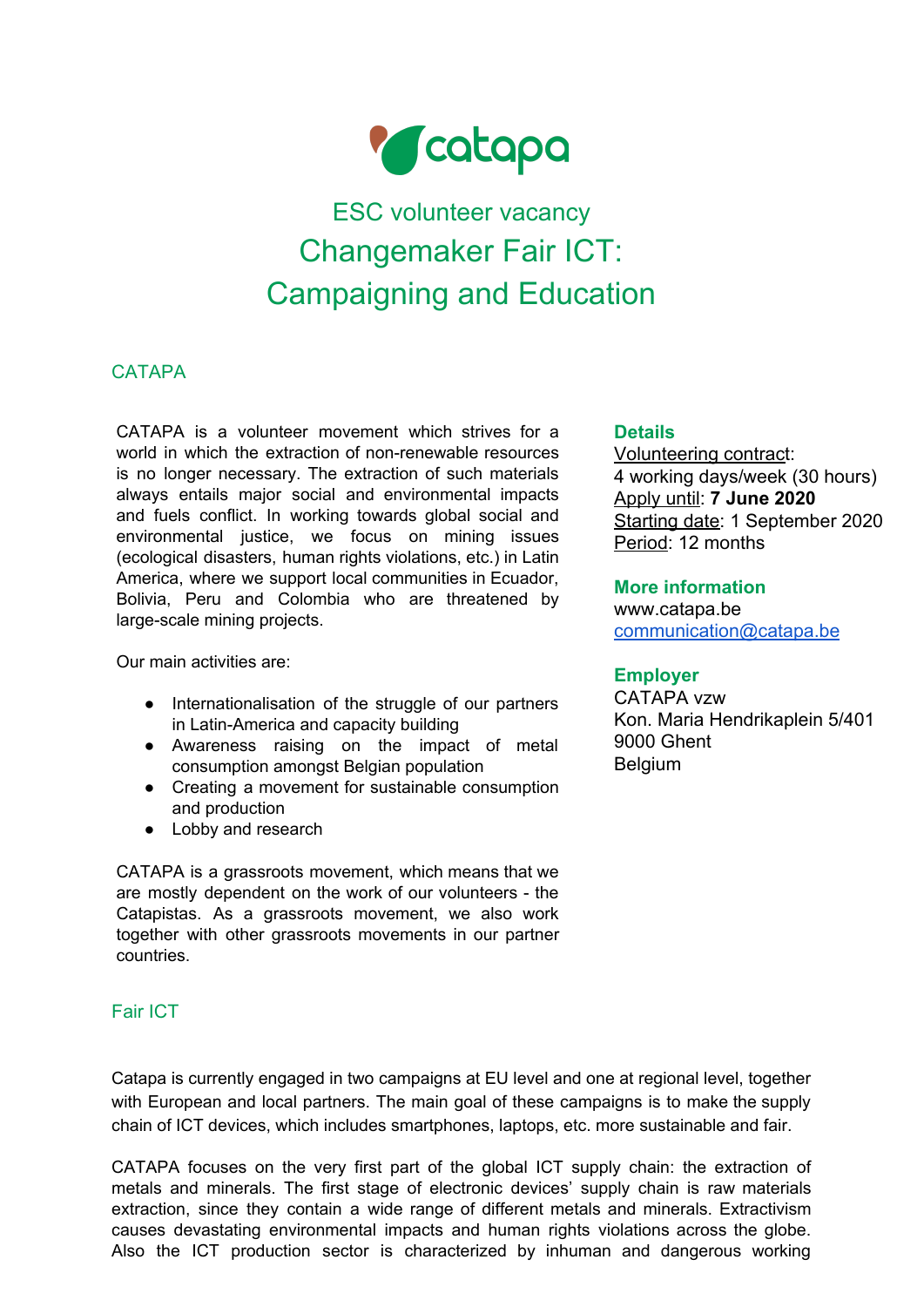catapa

# ESC volunteer vacancy

# Changemaker Fair ICT: Campaigning and Education

## CATAPA

CATAPA is a volunteer movement which strives for a world in which the extraction of non-renewable resources is no longer necessary. The extraction of such materials always entails major social and environmental impacts and fuels conflict. In working towards global social and environmental justice, we focus on mining issues (ecological disasters, human rights violations, etc.) in Latin America, where we support local communities in Ecuador, Bolivia, Peru and Colombia who are threatened by large-scale mining projects.

Our main activities are:

- Internationalisation of the struggle of our partners in Latin-America and capacity building
- Awareness raising on the impact of metal consumption amongst Belgian population
- Creating a movement for sustainable consumption and production
- Lobby and research

CATAPA is a grassroots movement, which means that we are mostly dependent on the work of our volunteers - the Catapistas. As a grassroots movement, we also work together with other grassroots movements in our partner countries.

**Details**

Volunteering contract:
4 working days/week (30 hours)
Apply until: **7 June 2020**
Starting date: 1 September 2020
Period: 12 months

**More information**

www.catapa.be
communication@catapa.be

**Employer**

CATAPA vzw
Kon. Maria Hendrikaplein 5/401
9000 Ghent
Belgium

## Fair ICT

Catapa is currently engaged in two campaigns at EU level and one at regional level, together with European and local partners. The main goal of these campaigns is to make the supply chain of ICT devices, which includes smartphones, laptops, etc. more sustainable and fair.

CATAPA focuses on the very first part of the global ICT supply chain: the extraction of metals and minerals. The first stage of electronic devices' supply chain is raw materials extraction, since they contain a wide range of different metals and minerals. Extractivism causes devastating environmental impacts and human rights violations across the globe. Also the ICT production sector is characterized by inhuman and dangerous working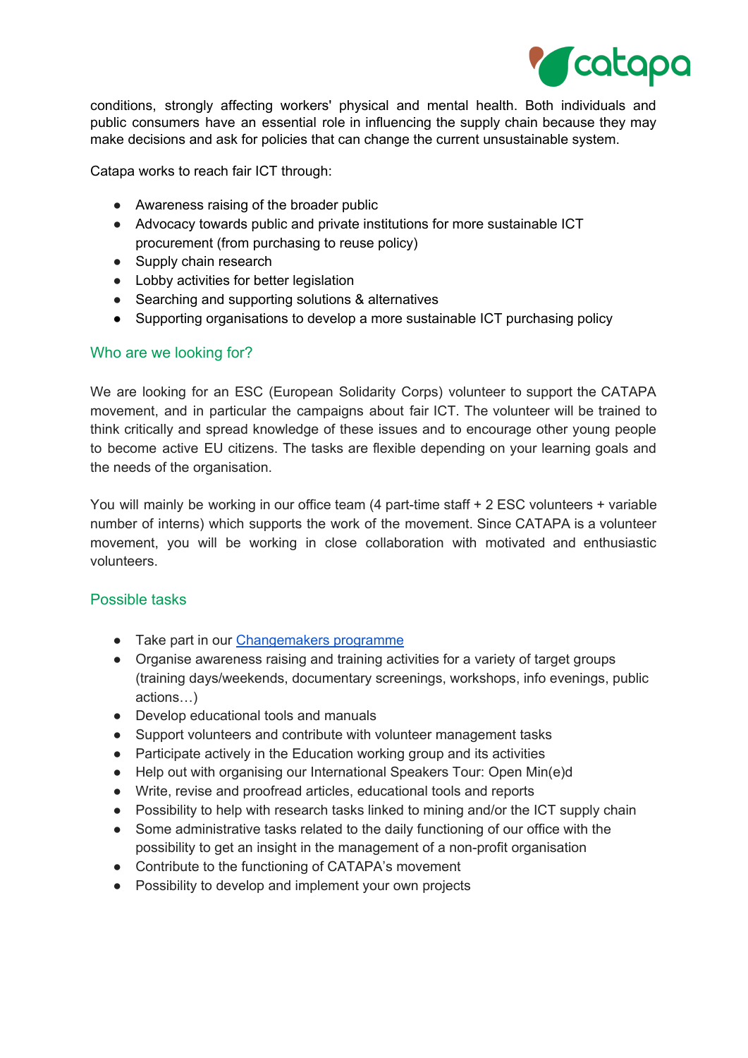conditions, strongly affecting workers' physical and mental health. Both individuals and public consumers have an essential role in influencing the supply chain because they may make decisions and ask for policies that can change the current unsustainable system.

Catapa works to reach fair ICT through:

- Awareness raising of the broader public
- Advocacy towards public and private institutions for more sustainable ICT procurement (from purchasing to reuse policy)
- Supply chain research
- Lobby activities for better legislation
- Searching and supporting solutions & alternatives
- Supporting organisations to develop a more sustainable ICT purchasing policy

## Who are we looking for?

We are looking for an ESC (European Solidarity Corps) volunteer to support the CATAPA movement, and in particular the campaigns about fair ICT. The volunteer will be trained to think critically and spread knowledge of these issues and to encourage other young people to become active EU citizens. The tasks are flexible depending on your learning goals and the needs of the organisation.

You will mainly be working in our office team (4 part-time staff + 2 ESC volunteers + variable number of interns) which supports the work of the movement. Since CATAPA is a volunteer movement, you will be working in close collaboration with motivated and enthusiastic volunteers.

## Possible tasks

- Take part in our Changemakers programme
- Organise awareness raising and training activities for a variety of target groups (training days/weekends, documentary screenings, workshops, info evenings, public actions…)
- Develop educational tools and manuals
- Support volunteers and contribute with volunteer management tasks
- Participate actively in the Education working group and its activities
- Help out with organising our International Speakers Tour: Open Min(e)d
- Write, revise and proofread articles, educational tools and reports
- Possibility to help with research tasks linked to mining and/or the ICT supply chain
- Some administrative tasks related to the daily functioning of our office with the possibility to get an insight in the management of a non-profit organisation
- Contribute to the functioning of CATAPA's movement
- Possibility to develop and implement your own projects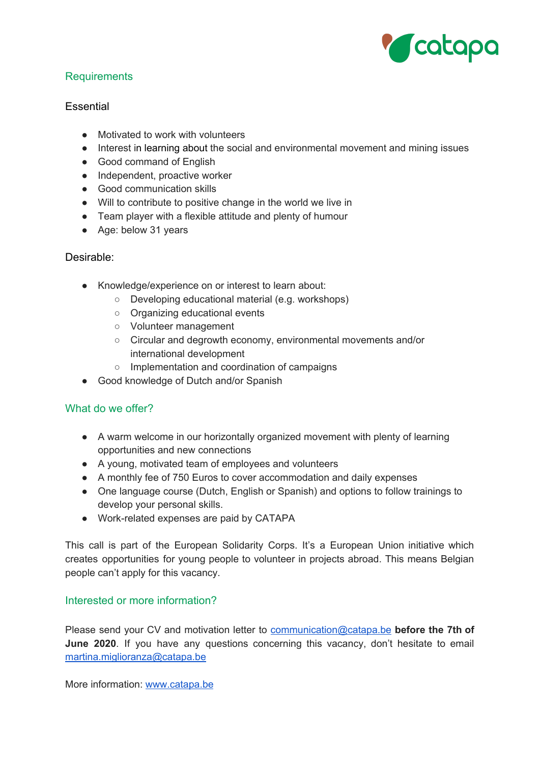## Requirements

### Essential

- Motivated to work with volunteers
- Interest in learning about the social and environmental movement and mining issues
- Good command of English
- Independent, proactive worker
- Good communication skills
- Will to contribute to positive change in the world we live in
- Team player with a flexible attitude and plenty of humour
- Age: below 31 years

### Desirable:

- Knowledge/experience on or interest to learn about:
  - Developing educational material (e.g. workshops)
  - Organizing educational events
  - Volunteer management
  - Circular and degrowth economy, environmental movements and/or international development
  - Implementation and coordination of campaigns
- Good knowledge of Dutch and/or Spanish

## What do we offer?

- A warm welcome in our horizontally organized movement with plenty of learning opportunities and new connections
- A young, motivated team of employees and volunteers
- A monthly fee of 750 Euros to cover accommodation and daily expenses
- One language course (Dutch, English or Spanish) and options to follow trainings to develop your personal skills.
- Work-related expenses are paid by CATAPA

This call is part of the European Solidarity Corps. It's a European Union initiative which creates opportunities for young people to volunteer in projects abroad. This means Belgian people can't apply for this vacancy.

## Interested or more information?

Please send your CV and motivation letter to communication@catapa.be **before the 7th of June 2020**. If you have any questions concerning this vacancy, don't hesitate to email martina.miglioranza@catapa.be

More information: www.catapa.be